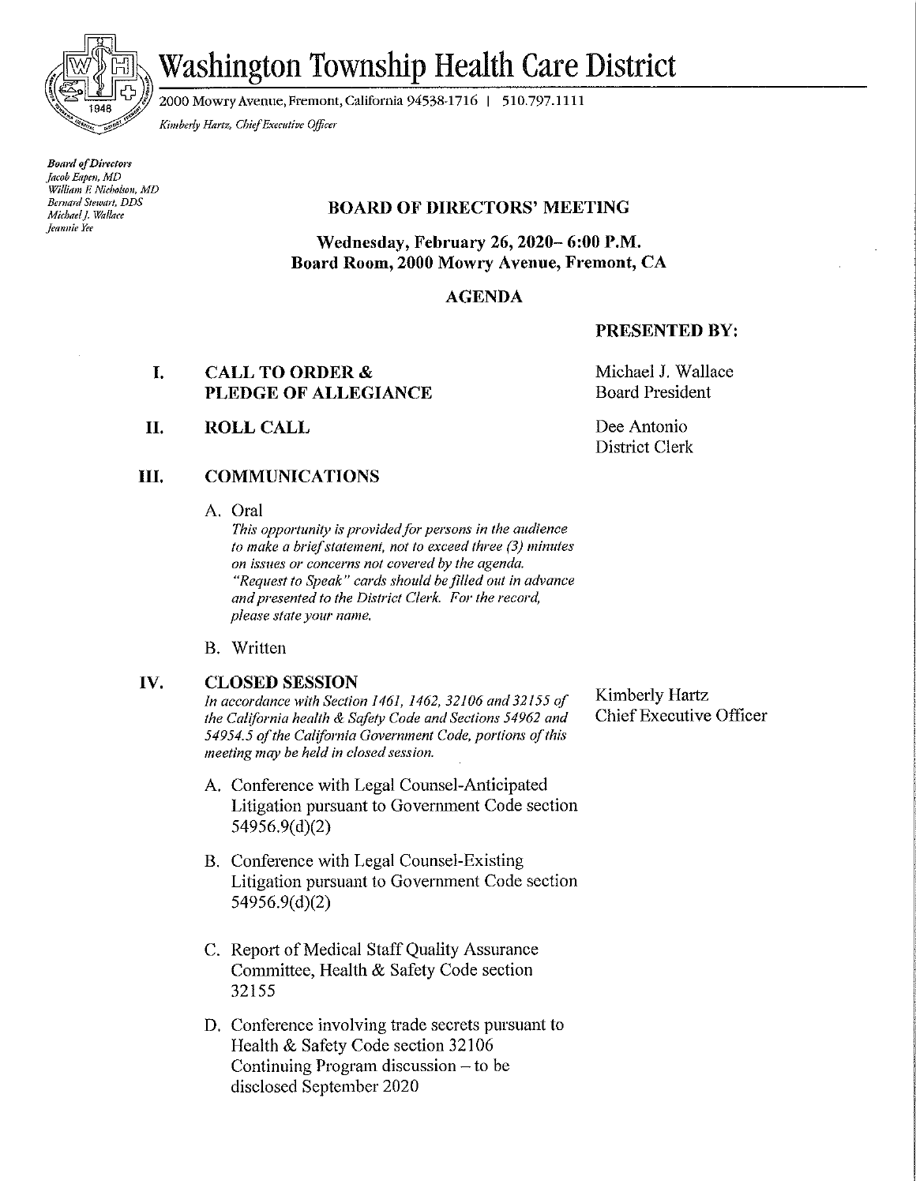# Washington Township Health Care District

2000 Mowry Avenue, Fremont, California 94538-1716 | 510.797.1111

*Kimberly Hartz, Chief Executive Officer*

***Board of Directors***
*Jacob Eapen, MD*
*William F. Nicholson, MD*
*Bernard Stewart, DDS*
*Michael J. Wallace*
*Jeannie Yee*

## BOARD OF DIRECTORS' MEETING

**Wednesday, February 26, 2020– 6:00 P.M.**
**Board Room, 2000 Mowry Avenue, Fremont, CA**

### AGENDA

**PRESENTED BY:**

**I. CALL TO ORDER & PLEDGE OF ALLEGIANCE** — Michael J. Wallace, Board President

**II. ROLL CALL** — Dee Antonio, District Clerk

**III. COMMUNICATIONS**

A. Oral

*This opportunity is provided for persons in the audience to make a brief statement, not to exceed three (3) minutes on issues or concerns not covered by the agenda. "Request to Speak" cards should be filled out in advance and presented to the District Clerk. For the record, please state your name.*

B. Written

**IV. CLOSED SESSION** — Kimberly Hartz, Chief Executive Officer

*In accordance with Section 1461, 1462, 32106 and 32155 of the California health & Safety Code and Sections 54962 and 54954.5 of the California Government Code, portions of this meeting may be held in closed session.*

A. Conference with Legal Counsel-Anticipated Litigation pursuant to Government Code section 54956.9(d)(2)

B. Conference with Legal Counsel-Existing Litigation pursuant to Government Code section 54956.9(d)(2)

C. Report of Medical Staff Quality Assurance Committee, Health & Safety Code section 32155

D. Conference involving trade secrets pursuant to Health & Safety Code section 32106 Continuing Program discussion – to be disclosed September 2020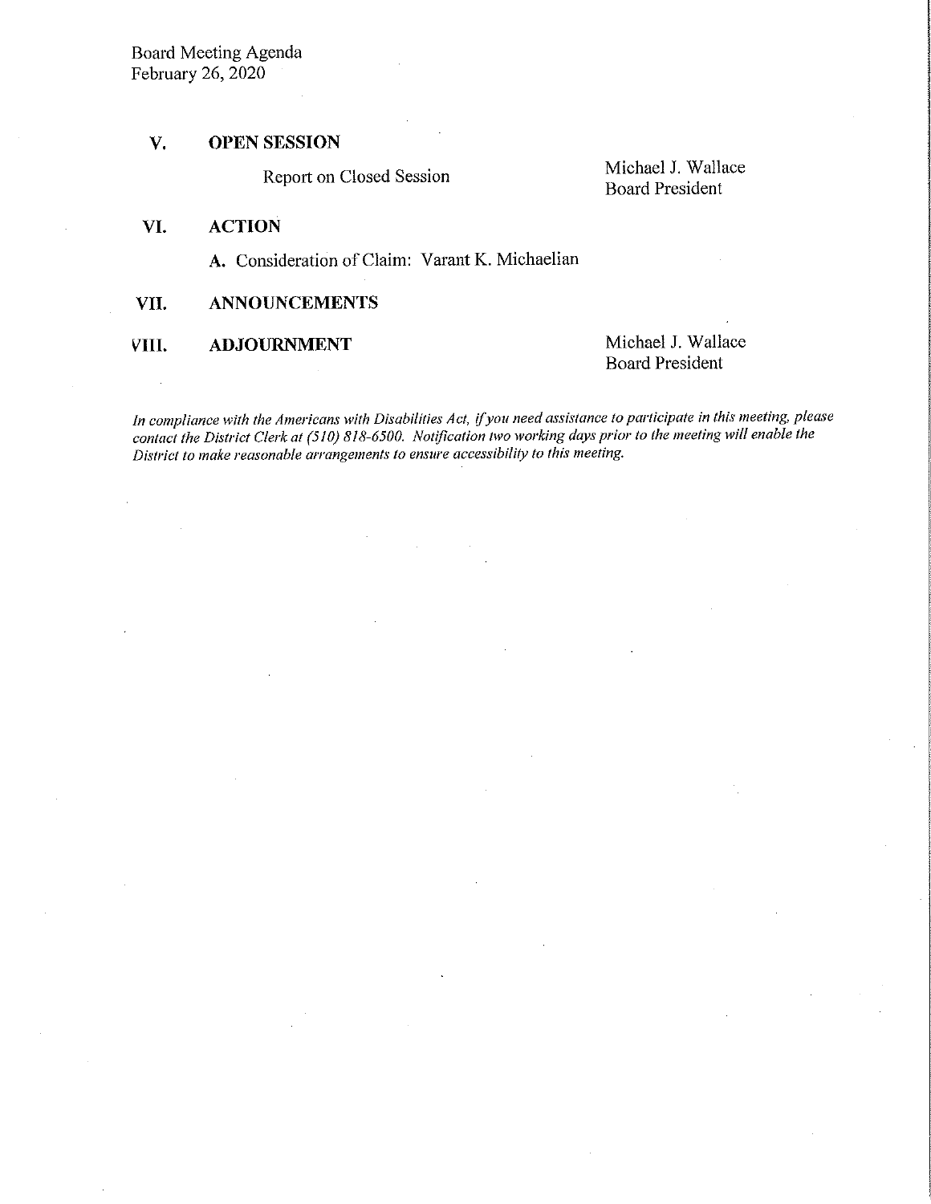Board Meeting Agenda
February 26, 2020

## V. OPEN SESSION

Report on Closed Session — Michael J. Wallace, Board President

## VI. ACTION

**A.** Consideration of Claim: Varant K. Michaelian

## VII. ANNOUNCEMENTS

## VIII. ADJOURNMENT

Michael J. Wallace, Board President

*In compliance with the Americans with Disabilities Act, if you need assistance to participate in this meeting, please contact the District Clerk at (510) 818-6500. Notification two working days prior to the meeting will enable the District to make reasonable arrangements to ensure accessibility to this meeting.*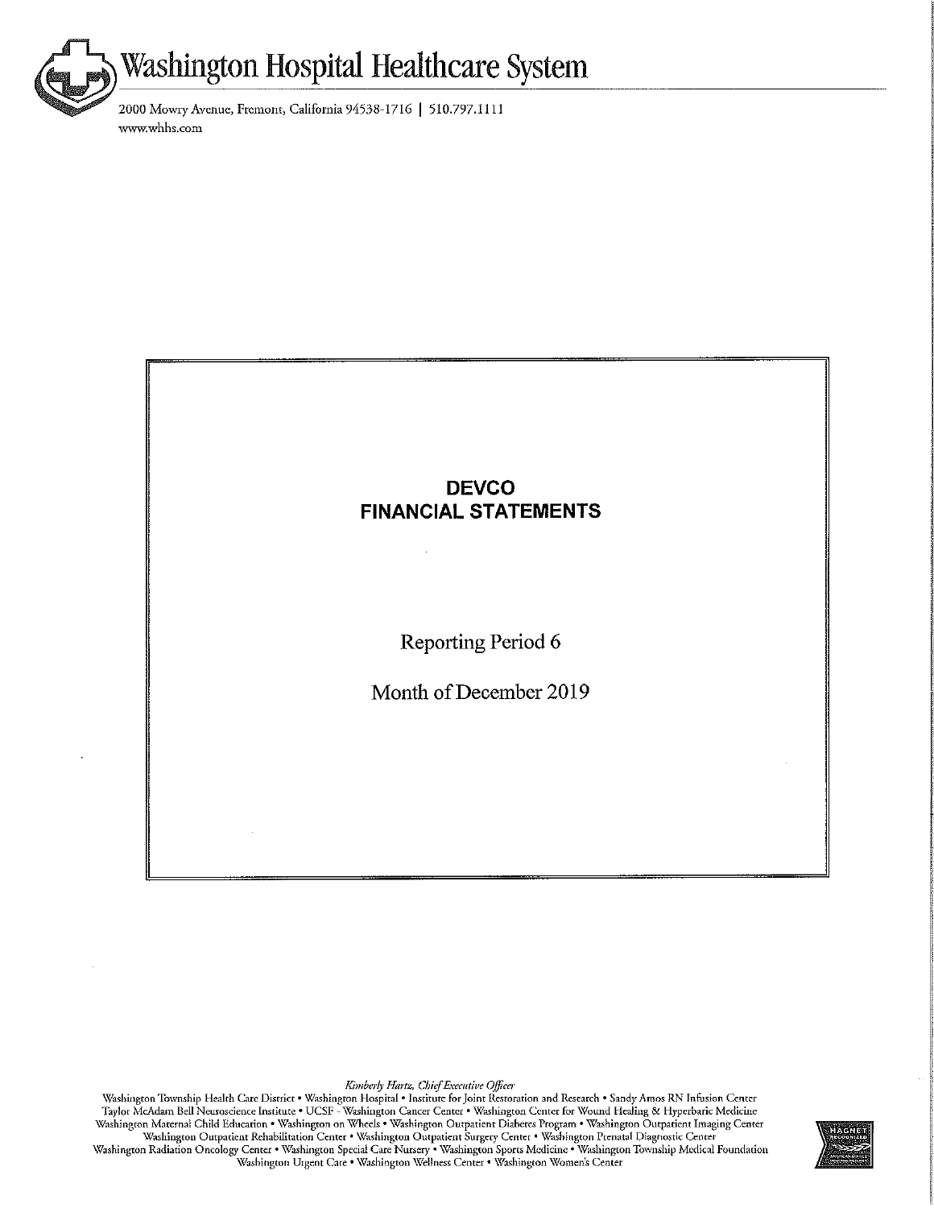# Washington Hospital Healthcare System

2000 Mowry Avenue, Fremont, California 94538-1716 | 510.797.1111
www.whhs.com

## DEVCO
## FINANCIAL STATEMENTS

Reporting Period 6

Month of December 2019

*Kimberly Hartz, Chief Executive Officer*

Washington Township Health Care District • Washington Hospital • Institute for Joint Restoration and Research • Sandy Amos RN Infusion Center
Taylor McAdam Bell Neuroscience Institute • UCSF - Washington Cancer Center • Washington Center for Wound Healing & Hyperbaric Medicine
Washington Maternal Child Education • Washington on Wheels • Washington Outpatient Diabetes Program • Washington Outpatient Imaging Center
Washington Outpatient Rehabilitation Center • Washington Outpatient Surgery Center • Washington Prenatal Diagnostic Center
Washington Radiation Oncology Center • Washington Special Care Nursery • Washington Sports Medicine • Washington Township Medical Foundation
Washington Urgent Care • Washington Wellness Center • Washington Women's Center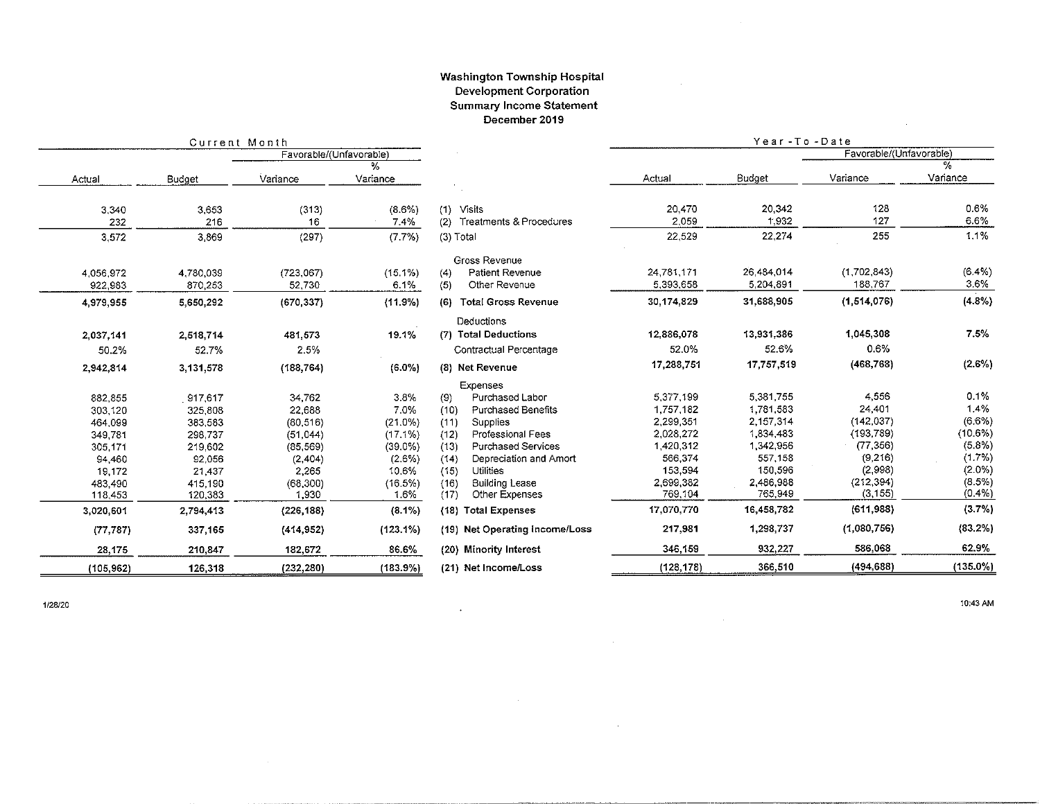# Washington Township Hospital Development Corporation
## Summary Income Statement
### December 2019

| Current Month | | | | | Year-To-Date | | | |
|---|---|---|---|---|---|---|---|---|
| | | Favorable/(Unfavorable) | | | | | Favorable/(Unfavorable) | |
| Actual | Budget | Variance | % Variance | | Actual | Budget | Variance | % Variance |
| 3,340 | 3,653 | (313) | (8.6%) | (1) Visits | 20,470 | 20,342 | 128 | 0.6% |
| 232 | 216 | 16 | 7.4% | (2) Treatments & Procedures | 2,059 | 1,932 | 127 | 6.6% |
| 3,572 | 3,869 | (297) | (7.7%) | (3) Total | 22,529 | 22,274 | 255 | 1.1% |
| | | | | Gross Revenue | | | | |
| 4,056,972 | 4,780,039 | (723,067) | (15.1%) | (4) Patient Revenue | 24,781,171 | 26,484,014 | (1,702,843) | (6.4%) |
| 922,983 | 870,253 | 52,730 | 6.1% | (5) Other Revenue | 5,393,658 | 5,204,891 | 188,767 | 3.6% |
| **4,979,955** | **5,650,292** | **(670,337)** | **(11.9%)** | **(6) Total Gross Revenue** | **30,174,829** | **31,688,905** | **(1,514,076)** | **(4.8%)** |
| | | | | Deductions | | | | |
| **2,037,141** | **2,518,714** | **481,573** | **19.1%** | **(7) Total Deductions** | **12,886,078** | **13,931,386** | **1,045,308** | **7.5%** |
| 50.2% | 52.7% | 2.5% | | Contractual Percentage | 52.0% | 52.6% | 0.6% | |
| **2,942,814** | **3,131,578** | **(188,764)** | **(6.0%)** | **(8) Net Revenue** | **17,288,751** | **17,757,519** | **(468,768)** | **(2.6%)** |
| | | | | Expenses | | | | |
| 882,855 | 917,617 | 34,762 | 3.8% | (9) Purchased Labor | 5,377,199 | 5,381,755 | 4,556 | 0.1% |
| 303,120 | 325,808 | 22,688 | 7.0% | (10) Purchased Benefits | 1,757,182 | 1,781,583 | 24,401 | 1.4% |
| 464,099 | 383,583 | (80,516) | (21.0%) | (11) Supplies | 2,299,351 | 2,157,314 | (142,037) | (6.6%) |
| 349,781 | 298,737 | (51,044) | (17.1%) | (12) Professional Fees | 2,028,272 | 1,834,483 | (193,789) | (10.6%) |
| 305,171 | 219,602 | (85,569) | (39.0%) | (13) Purchased Services | 1,420,312 | 1,342,956 | (77,356) | (5.8%) |
| 94,460 | 92,056 | (2,404) | (2.6%) | (14) Depreciation and Amort | 566,374 | 557,158 | (9,216) | (1.7%) |
| 19,172 | 21,437 | 2,265 | 10.6% | (15) Utilities | 153,594 | 150,596 | (2,998) | (2.0%) |
| 483,490 | 415,190 | (68,300) | (16.5%) | (16) Building Lease | 2,699,382 | 2,486,988 | (212,394) | (8.5%) |
| 118,453 | 120,383 | 1,930 | 1.6% | (17) Other Expenses | 769,104 | 765,949 | (3,155) | (0.4%) |
| **3,020,601** | **2,794,413** | **(226,188)** | **(8.1%)** | **(18) Total Expenses** | **17,070,770** | **16,458,782** | **(611,988)** | **(3.7%)** |
| **(77,787)** | **337,165** | **(414,952)** | **(123.1%)** | **(19) Net Operating Income/Loss** | **217,981** | **1,298,737** | **(1,080,756)** | **(83.2%)** |
| **28,175** | **210,847** | **182,672** | **86.6%** | **(20) Minority Interest** | **346,159** | **932,227** | **586,068** | **62.9%** |
| **(105,962)** | **126,318** | **(232,280)** | **(183.9%)** | **(21) Net Income/Loss** | **(128,178)** | **366,510** | **(494,688)** | **(135.0%)** |

1/28/20

10:43 AM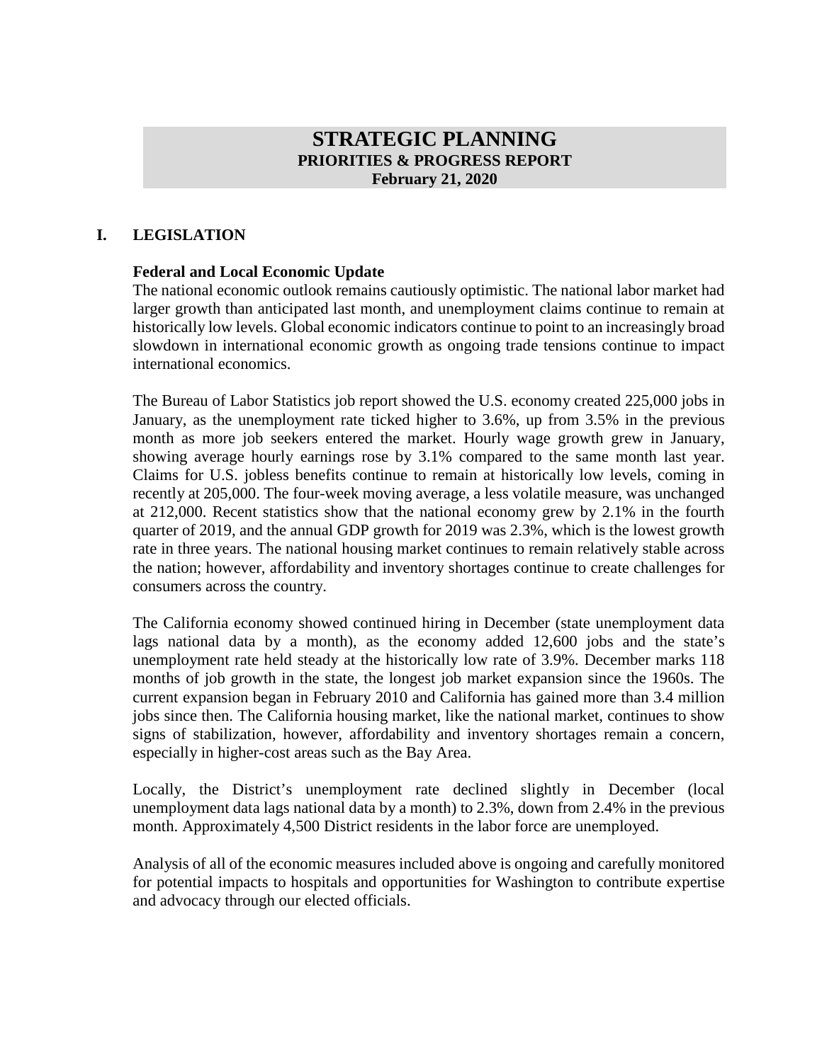# STRATEGIC PLANNING
## PRIORITIES & PROGRESS REPORT
### February 21, 2020

## I. LEGISLATION

**Federal and Local Economic Update**

The national economic outlook remains cautiously optimistic. The national labor market had larger growth than anticipated last month, and unemployment claims continue to remain at historically low levels. Global economic indicators continue to point to an increasingly broad slowdown in international economic growth as ongoing trade tensions continue to impact international economics.

The Bureau of Labor Statistics job report showed the U.S. economy created 225,000 jobs in January, as the unemployment rate ticked higher to 3.6%, up from 3.5% in the previous month as more job seekers entered the market. Hourly wage growth grew in January, showing average hourly earnings rose by 3.1% compared to the same month last year. Claims for U.S. jobless benefits continue to remain at historically low levels, coming in recently at 205,000. The four-week moving average, a less volatile measure, was unchanged at 212,000. Recent statistics show that the national economy grew by 2.1% in the fourth quarter of 2019, and the annual GDP growth for 2019 was 2.3%, which is the lowest growth rate in three years. The national housing market continues to remain relatively stable across the nation; however, affordability and inventory shortages continue to create challenges for consumers across the country.

The California economy showed continued hiring in December (state unemployment data lags national data by a month), as the economy added 12,600 jobs and the state's unemployment rate held steady at the historically low rate of 3.9%. December marks 118 months of job growth in the state, the longest job market expansion since the 1960s. The current expansion began in February 2010 and California has gained more than 3.4 million jobs since then. The California housing market, like the national market, continues to show signs of stabilization, however, affordability and inventory shortages remain a concern, especially in higher-cost areas such as the Bay Area.

Locally, the District's unemployment rate declined slightly in December (local unemployment data lags national data by a month) to 2.3%, down from 2.4% in the previous month. Approximately 4,500 District residents in the labor force are unemployed.

Analysis of all of the economic measures included above is ongoing and carefully monitored for potential impacts to hospitals and opportunities for Washington to contribute expertise and advocacy through our elected officials.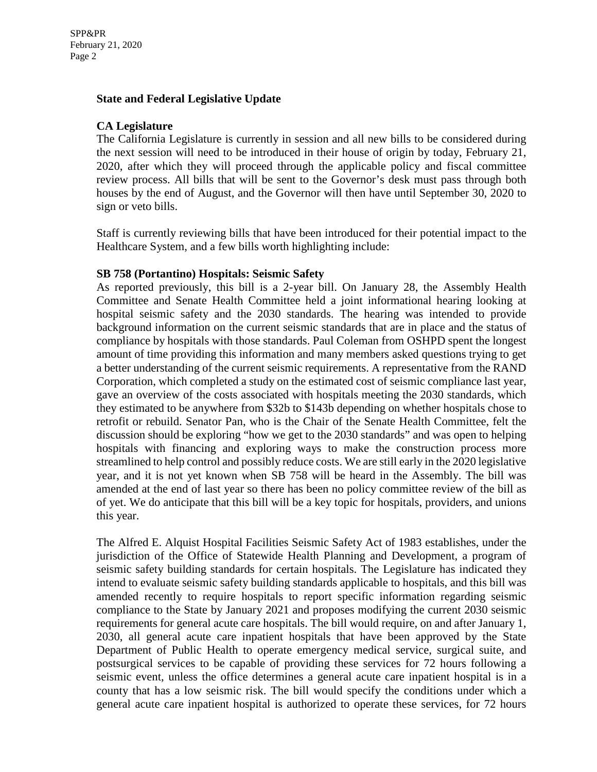## State and Federal Legislative Update

### CA Legislature

The California Legislature is currently in session and all new bills to be considered during the next session will need to be introduced in their house of origin by today, February 21, 2020, after which they will proceed through the applicable policy and fiscal committee review process. All bills that will be sent to the Governor's desk must pass through both houses by the end of August, and the Governor will then have until September 30, 2020 to sign or veto bills.

Staff is currently reviewing bills that have been introduced for their potential impact to the Healthcare System, and a few bills worth highlighting include:

### SB 758 (Portantino) Hospitals: Seismic Safety

As reported previously, this bill is a 2-year bill. On January 28, the Assembly Health Committee and Senate Health Committee held a joint informational hearing looking at hospital seismic safety and the 2030 standards. The hearing was intended to provide background information on the current seismic standards that are in place and the status of compliance by hospitals with those standards. Paul Coleman from OSHPD spent the longest amount of time providing this information and many members asked questions trying to get a better understanding of the current seismic requirements. A representative from the RAND Corporation, which completed a study on the estimated cost of seismic compliance last year, gave an overview of the costs associated with hospitals meeting the 2030 standards, which they estimated to be anywhere from \$32b to \$143b depending on whether hospitals chose to retrofit or rebuild. Senator Pan, who is the Chair of the Senate Health Committee, felt the discussion should be exploring "how we get to the 2030 standards" and was open to helping hospitals with financing and exploring ways to make the construction process more streamlined to help control and possibly reduce costs. We are still early in the 2020 legislative year, and it is not yet known when SB 758 will be heard in the Assembly. The bill was amended at the end of last year so there has been no policy committee review of the bill as of yet. We do anticipate that this bill will be a key topic for hospitals, providers, and unions this year.

The Alfred E. Alquist Hospital Facilities Seismic Safety Act of 1983 establishes, under the jurisdiction of the Office of Statewide Health Planning and Development, a program of seismic safety building standards for certain hospitals. The Legislature has indicated they intend to evaluate seismic safety building standards applicable to hospitals, and this bill was amended recently to require hospitals to report specific information regarding seismic compliance to the State by January 2021 and proposes modifying the current 2030 seismic requirements for general acute care hospitals. The bill would require, on and after January 1, 2030, all general acute care inpatient hospitals that have been approved by the State Department of Public Health to operate emergency medical service, surgical suite, and postsurgical services to be capable of providing these services for 72 hours following a seismic event, unless the office determines a general acute care inpatient hospital is in a county that has a low seismic risk. The bill would specify the conditions under which a general acute care inpatient hospital is authorized to operate these services, for 72 hours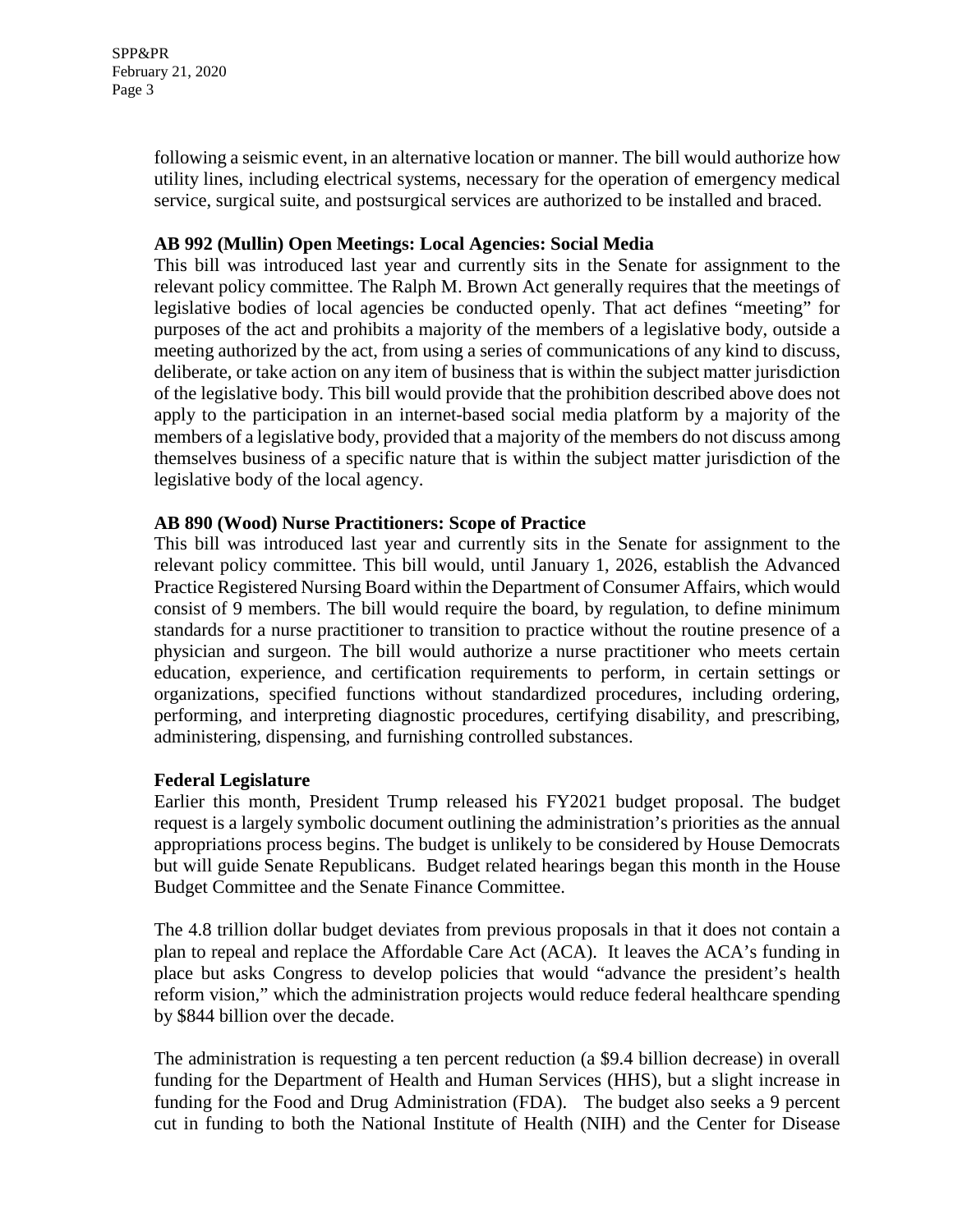following a seismic event, in an alternative location or manner. The bill would authorize how utility lines, including electrical systems, necessary for the operation of emergency medical service, surgical suite, and postsurgical services are authorized to be installed and braced.

**AB 992 (Mullin) Open Meetings: Local Agencies: Social Media**

This bill was introduced last year and currently sits in the Senate for assignment to the relevant policy committee. The Ralph M. Brown Act generally requires that the meetings of legislative bodies of local agencies be conducted openly. That act defines "meeting" for purposes of the act and prohibits a majority of the members of a legislative body, outside a meeting authorized by the act, from using a series of communications of any kind to discuss, deliberate, or take action on any item of business that is within the subject matter jurisdiction of the legislative body. This bill would provide that the prohibition described above does not apply to the participation in an internet-based social media platform by a majority of the members of a legislative body, provided that a majority of the members do not discuss among themselves business of a specific nature that is within the subject matter jurisdiction of the legislative body of the local agency.

**AB 890 (Wood) Nurse Practitioners: Scope of Practice**

This bill was introduced last year and currently sits in the Senate for assignment to the relevant policy committee. This bill would, until January 1, 2026, establish the Advanced Practice Registered Nursing Board within the Department of Consumer Affairs, which would consist of 9 members. The bill would require the board, by regulation, to define minimum standards for a nurse practitioner to transition to practice without the routine presence of a physician and surgeon. The bill would authorize a nurse practitioner who meets certain education, experience, and certification requirements to perform, in certain settings or organizations, specified functions without standardized procedures, including ordering, performing, and interpreting diagnostic procedures, certifying disability, and prescribing, administering, dispensing, and furnishing controlled substances.

**Federal Legislature**

Earlier this month, President Trump released his FY2021 budget proposal. The budget request is a largely symbolic document outlining the administration's priorities as the annual appropriations process begins. The budget is unlikely to be considered by House Democrats but will guide Senate Republicans. Budget related hearings began this month in the House Budget Committee and the Senate Finance Committee.

The 4.8 trillion dollar budget deviates from previous proposals in that it does not contain a plan to repeal and replace the Affordable Care Act (ACA). It leaves the ACA's funding in place but asks Congress to develop policies that would "advance the president's health reform vision," which the administration projects would reduce federal healthcare spending by $844 billion over the decade.

The administration is requesting a ten percent reduction (a $9.4 billion decrease) in overall funding for the Department of Health and Human Services (HHS), but a slight increase in funding for the Food and Drug Administration (FDA). The budget also seeks a 9 percent cut in funding to both the National Institute of Health (NIH) and the Center for Disease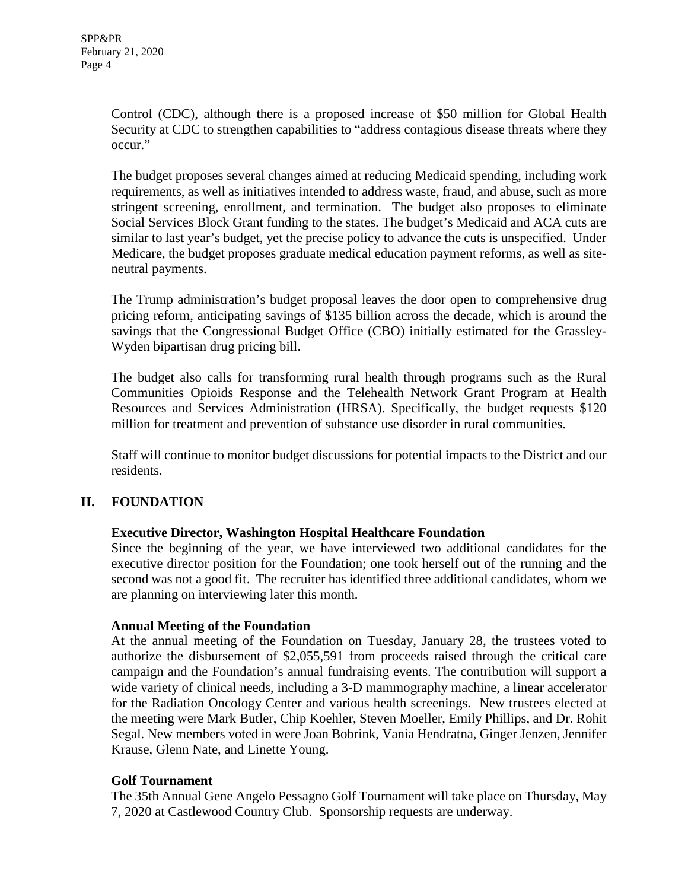Control (CDC), although there is a proposed increase of $50 million for Global Health Security at CDC to strengthen capabilities to "address contagious disease threats where they occur."

The budget proposes several changes aimed at reducing Medicaid spending, including work requirements, as well as initiatives intended to address waste, fraud, and abuse, such as more stringent screening, enrollment, and termination. The budget also proposes to eliminate Social Services Block Grant funding to the states. The budget's Medicaid and ACA cuts are similar to last year's budget, yet the precise policy to advance the cuts is unspecified. Under Medicare, the budget proposes graduate medical education payment reforms, as well as site-neutral payments.

The Trump administration's budget proposal leaves the door open to comprehensive drug pricing reform, anticipating savings of $135 billion across the decade, which is around the savings that the Congressional Budget Office (CBO) initially estimated for the Grassley-Wyden bipartisan drug pricing bill.

The budget also calls for transforming rural health through programs such as the Rural Communities Opioids Response and the Telehealth Network Grant Program at Health Resources and Services Administration (HRSA). Specifically, the budget requests $120 million for treatment and prevention of substance use disorder in rural communities.

Staff will continue to monitor budget discussions for potential impacts to the District and our residents.

## II. FOUNDATION

**Executive Director, Washington Hospital Healthcare Foundation**

Since the beginning of the year, we have interviewed two additional candidates for the executive director position for the Foundation; one took herself out of the running and the second was not a good fit. The recruiter has identified three additional candidates, whom we are planning on interviewing later this month.

**Annual Meeting of the Foundation**

At the annual meeting of the Foundation on Tuesday, January 28, the trustees voted to authorize the disbursement of $2,055,591 from proceeds raised through the critical care campaign and the Foundation's annual fundraising events. The contribution will support a wide variety of clinical needs, including a 3-D mammography machine, a linear accelerator for the Radiation Oncology Center and various health screenings. New trustees elected at the meeting were Mark Butler, Chip Koehler, Steven Moeller, Emily Phillips, and Dr. Rohit Segal. New members voted in were Joan Bobrink, Vania Hendratna, Ginger Jenzen, Jennifer Krause, Glenn Nate, and Linette Young.

**Golf Tournament**

The 35th Annual Gene Angelo Pessagno Golf Tournament will take place on Thursday, May 7, 2020 at Castlewood Country Club. Sponsorship requests are underway.